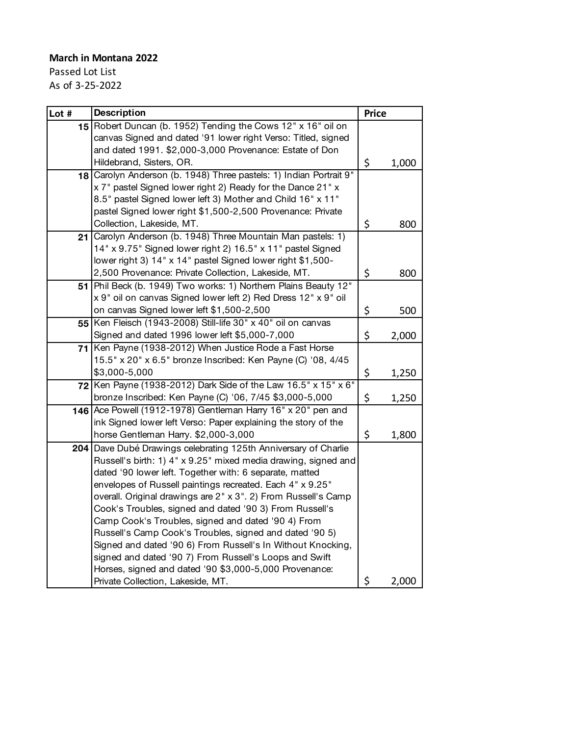**March in Montana 2022**

Passed Lot List

As of 3-25-2022

| Lot # | Description | Price |
|---|---|---|
| 15 | Robert Duncan (b. 1952) Tending the Cows 12" x 16" oil on canvas Signed and dated '91 lower right Verso: Titled, signed and dated 1991. $2,000-3,000 Provenance: Estate of Don Hildebrand, Sisters, OR. | $ 1,000 |
| 18 | Carolyn Anderson (b. 1948) Three pastels: 1) Indian Portrait 9" x 7" pastel Signed lower right 2) Ready for the Dance 21" x 8.5" pastel Signed lower left 3) Mother and Child 16" x 11" pastel Signed lower right $1,500-2,500 Provenance: Private Collection, Lakeside, MT. | $ 800 |
| 21 | Carolyn Anderson (b. 1948) Three Mountain Man pastels: 1) 14" x 9.75" Signed lower right 2) 16.5" x 11" pastel Signed lower right 3) 14" x 14" pastel Signed lower right $1,500-2,500 Provenance: Private Collection, Lakeside, MT. | $ 800 |
| 51 | Phil Beck (b. 1949) Two works: 1) Northern Plains Beauty 12" x 9" oil on canvas Signed lower left 2) Red Dress 12" x 9" oil on canvas Signed lower left $1,500-2,500 | $ 500 |
| 55 | Ken Fleisch (1943-2008) Still-life 30" x 40" oil on canvas Signed and dated 1996 lower left $5,000-7,000 | $ 2,000 |
| 71 | Ken Payne (1938-2012) When Justice Rode a Fast Horse 15.5" x 20" x 6.5" bronze Inscribed: Ken Payne (C) '08, 4/45 $3,000-5,000 | $ 1,250 |
| 72 | Ken Payne (1938-2012) Dark Side of the Law 16.5" x 15" x 6" bronze Inscribed: Ken Payne (C) '06, 7/45 $3,000-5,000 | $ 1,250 |
| 146 | Ace Powell (1912-1978) Gentleman Harry 16" x 20" pen and ink Signed lower left Verso: Paper explaining the story of the horse Gentleman Harry. $2,000-3,000 | $ 1,800 |
| 204 | Dave Dubé Drawings celebrating 125th Anniversary of Charlie Russell's birth: 1) 4" x 9.25" mixed media drawing, signed and dated '90 lower left. Together with: 6 separate, matted envelopes of Russell paintings recreated. Each 4" x 9.25" overall. Original drawings are 2" x 3". 2) From Russell's Camp Cook's Troubles, signed and dated '90 3) From Russell's Camp Cook's Troubles, signed and dated '90 4) From Russell's Camp Cook's Troubles, signed and dated '90 5) Signed and dated '90 6) From Russell's In Without Knocking, signed and dated '90 7) From Russell's Loops and Swift Horses, signed and dated '90 $3,000-5,000 Provenance: Private Collection, Lakeside, MT. | $ 2,000 |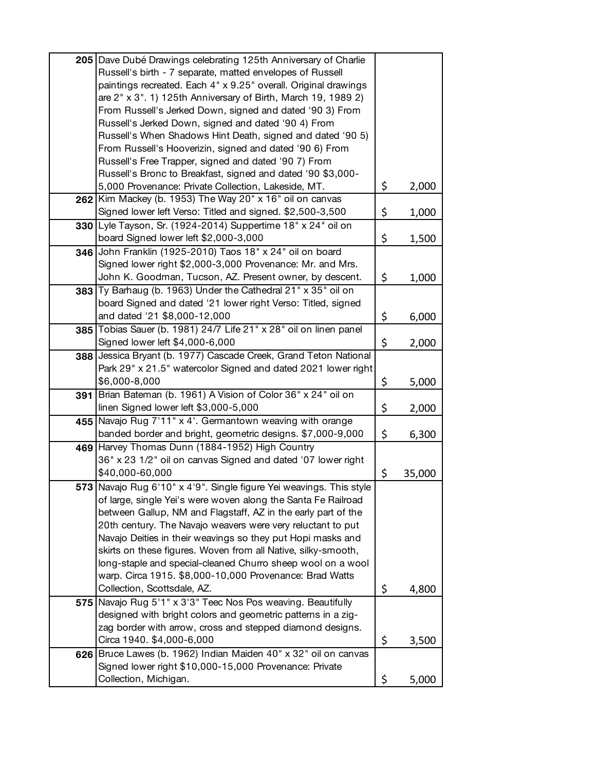| | | |
|---|---|---|
| **205** | Dave Dubé Drawings celebrating 125th Anniversary of Charlie Russell's birth - 7 separate, matted envelopes of Russell paintings recreated. Each 4" x 9.25" overall. Original drawings are 2" x 3". 1) 125th Anniversary of Birth, March 19, 1989 2) From Russell's Jerked Down, signed and dated '90 3) From Russell's Jerked Down, signed and dated '90 4) From Russell's When Shadows Hint Death, signed and dated '90 5) From Russell's Hooverizin, signed and dated '90 6) From Russell's Free Trapper, signed and dated '90 7) From Russell's Bronc to Breakfast, signed and dated '90 $3,000-5,000 Provenance: Private Collection, Lakeside, MT. | $ 2,000 |
| **262** | Kim Mackey (b. 1953) The Way 20" x 16" oil on canvas Signed lower left Verso: Titled and signed. $2,500-3,500 | $ 1,000 |
| **330** | Lyle Tayson, Sr. (1924-2014) Suppertime 18" x 24" oil on board Signed lower left $2,000-3,000 | $ 1,500 |
| **346** | John Franklin (1925-2010) Taos 18" x 24" oil on board Signed lower right $2,000-3,000 Provenance: Mr. and Mrs. John K. Goodman, Tucson, AZ. Present owner, by descent. | $ 1,000 |
| **383** | Ty Barhaug (b. 1963) Under the Cathedral 21" x 35" oil on board Signed and dated '21 lower right Verso: Titled, signed and dated '21 $8,000-12,000 | $ 6,000 |
| **385** | Tobias Sauer (b. 1981) 24/7 Life 21" x 28" oil on linen panel Signed lower left $4,000-6,000 | $ 2,000 |
| **388** | Jessica Bryant (b. 1977) Cascade Creek, Grand Teton National Park 29" x 21.5" watercolor Signed and dated 2021 lower right $6,000-8,000 | $ 5,000 |
| **391** | Brian Bateman (b. 1961) A Vision of Color 36" x 24" oil on linen Signed lower left $3,000-5,000 | $ 2,000 |
| **455** | Navajo Rug 7'11" x 4'. Germantown weaving with orange banded border and bright, geometric designs. $7,000-9,000 | $ 6,300 |
| **469** | Harvey Thomas Dunn (1884-1952) High Country 36" x 23 1/2" oil on canvas Signed and dated '07 lower right $40,000-60,000 | $ 35,000 |
| **573** | Navajo Rug 6'10" x 4'9". Single figure Yei weavings. This style of large, single Yei's were woven along the Santa Fe Railroad between Gallup, NM and Flagstaff, AZ in the early part of the 20th century. The Navajo weavers were very reluctant to put Navajo Deities in their weavings so they put Hopi masks and skirts on these figures. Woven from all Native, silky-smooth, long-staple and special-cleaned Churro sheep wool on a wool warp. Circa 1915. $8,000-10,000 Provenance: Brad Watts Collection, Scottsdale, AZ. | $ 4,800 |
| **575** | Navajo Rug 5'1" x 3'3" Teec Nos Pos weaving. Beautifully designed with bright colors and geometric patterns in a zig-zag border with arrow, cross and stepped diamond designs. Circa 1940. $4,000-6,000 | $ 3,500 |
| **626** | Bruce Lawes (b. 1962) Indian Maiden 40" x 32" oil on canvas Signed lower right $10,000-15,000 Provenance: Private Collection, Michigan. | $ 5,000 |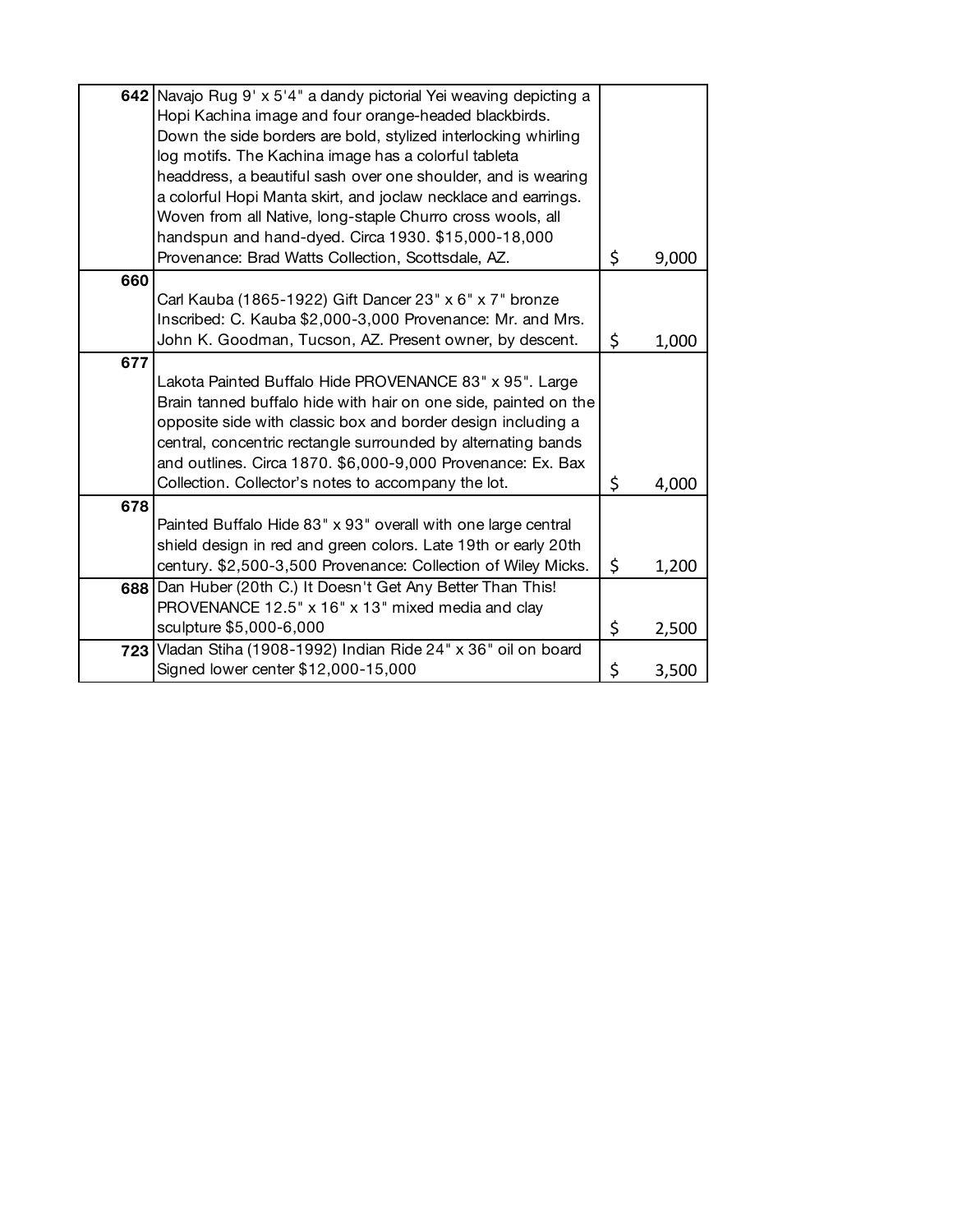| | | |
|---|---|---|
| **642** | Navajo Rug 9' x 5'4" a dandy pictorial Yei weaving depicting a Hopi Kachina image and four orange-headed blackbirds. Down the side borders are bold, stylized interlocking whirling log motifs. The Kachina image has a colorful tableta headdress, a beautiful sash over one shoulder, and is wearing a colorful Hopi Manta skirt, and joclaw necklace and earrings. Woven from all Native, long-staple Churro cross wools, all handspun and hand-dyed. Circa 1930. $15,000-18,000 Provenance: Brad Watts Collection, Scottsdale, AZ. | $ 9,000 |
| **660** | Carl Kauba (1865-1922) Gift Dancer 23" x 6" x 7" bronze Inscribed: C. Kauba $2,000-3,000 Provenance: Mr. and Mrs. John K. Goodman, Tucson, AZ. Present owner, by descent. | $ 1,000 |
| **677** | Lakota Painted Buffalo Hide PROVENANCE 83" x 95". Large Brain tanned buffalo hide with hair on one side, painted on the opposite side with classic box and border design including a central, concentric rectangle surrounded by alternating bands and outlines. Circa 1870. $6,000-9,000 Provenance: Ex. Bax Collection. Collector's notes to accompany the lot. | $ 4,000 |
| **678** | Painted Buffalo Hide 83" x 93" overall with one large central shield design in red and green colors. Late 19th or early 20th century. $2,500-3,500 Provenance: Collection of Wiley Micks. | $ 1,200 |
| **688** | Dan Huber (20th C.) It Doesn't Get Any Better Than This! PROVENANCE 12.5" x 16" x 13" mixed media and clay sculpture $5,000-6,000 | $ 2,500 |
| **723** | Vladan Stiha (1908-1992) Indian Ride 24" x 36" oil on board Signed lower center $12,000-15,000 | $ 3,500 |